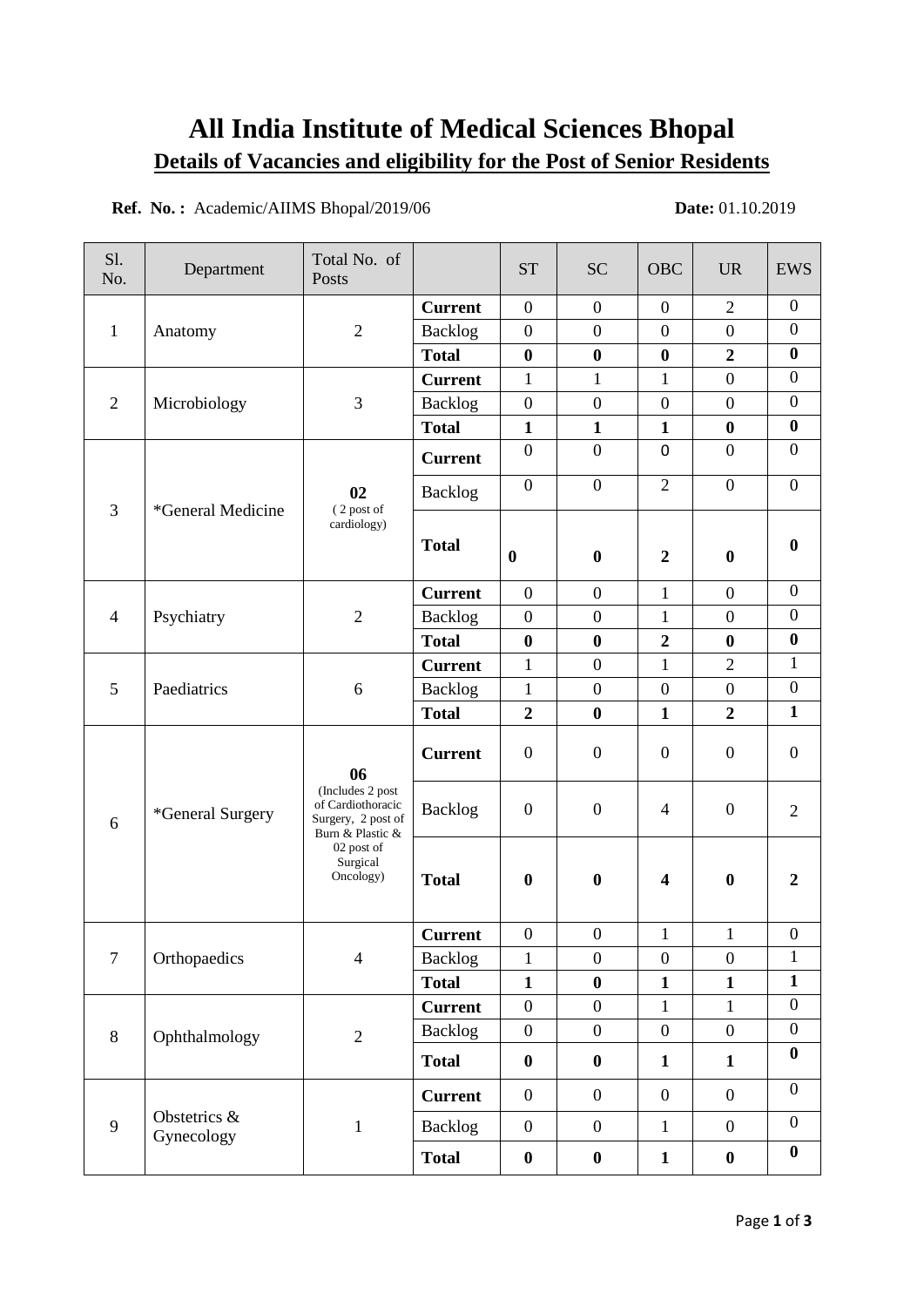# All Institute of Medical Sciences Bhopal

## Details of Vacancies and eligibility for the Post of Senior Residents

**Ref. No. :** Academic/AIIMS Bhopal/2019/06 **Date:** 01.10.2019

| Sl. No. | Department | Total No. of Posts | | ST | SC | OBC | UR | EWS |
|---|---|---|---|---|---|---|---|---|
| 1 | Anatomy | 2 | **Current** | 0 | 0 | 0 | 2 | 0 |
| | | | Backlog | 0 | 0 | 0 | 0 | 0 |
| | | | **Total** | **0** | **0** | **0** | **2** | **0** |
| 2 | Microbiology | 3 | **Current** | 1 | 1 | 1 | 0 | 0 |
| | | | Backlog | 0 | 0 | 0 | 0 | 0 |
| | | | **Total** | **1** | **1** | **1** | **0** | **0** |
| 3 | *General Medicine | **02** ( 2 post of cardiology) | **Current** | 0 | 0 | 0 | 0 | 0 |
| | | | Backlog | 0 | 0 | 2 | 0 | 0 |
| | | | **Total** | **0** | **0** | **2** | **0** | **0** |
| 4 | Psychiatry | 2 | **Current** | 0 | 0 | 1 | 0 | 0 |
| | | | Backlog | 0 | 0 | 1 | 0 | 0 |
| | | | **Total** | **0** | **0** | **2** | **0** | **0** |
| 5 | Paediatrics | 6 | **Current** | 1 | 0 | 1 | 2 | 1 |
| | | | Backlog | 1 | 0 | 0 | 0 | 0 |
| | | | **Total** | **2** | **0** | **1** | **2** | **1** |
| 6 | *General Surgery | **06** (Includes 2 post of Cardiothoracic Surgery, 2 post of Burn & Plastic & 02 post of Surgical Oncology) | **Current** | 0 | 0 | 0 | 0 | 0 |
| | | | Backlog | 0 | 0 | 4 | 0 | 2 |
| | | | **Total** | **0** | **0** | **4** | **0** | **2** |
| 7 | Orthopaedics | 4 | **Current** | 0 | 0 | 1 | 1 | 0 |
| | | | Backlog | 1 | 0 | 0 | 0 | 1 |
| | | | **Total** | **1** | **0** | **1** | **1** | **1** |
| 8 | Ophthalmology | 2 | **Current** | 0 | 0 | 1 | 1 | 0 |
| | | | Backlog | 0 | 0 | 0 | 0 | 0 |
| | | | **Total** | **0** | **0** | **1** | **1** | **0** |
| 9 | Obstetrics & Gynecology | 1 | **Current** | 0 | 0 | 0 | 0 | 0 |
| | | | Backlog | 0 | 0 | 1 | 0 | 0 |
| | | | **Total** | **0** | **0** | **1** | **0** | **0** |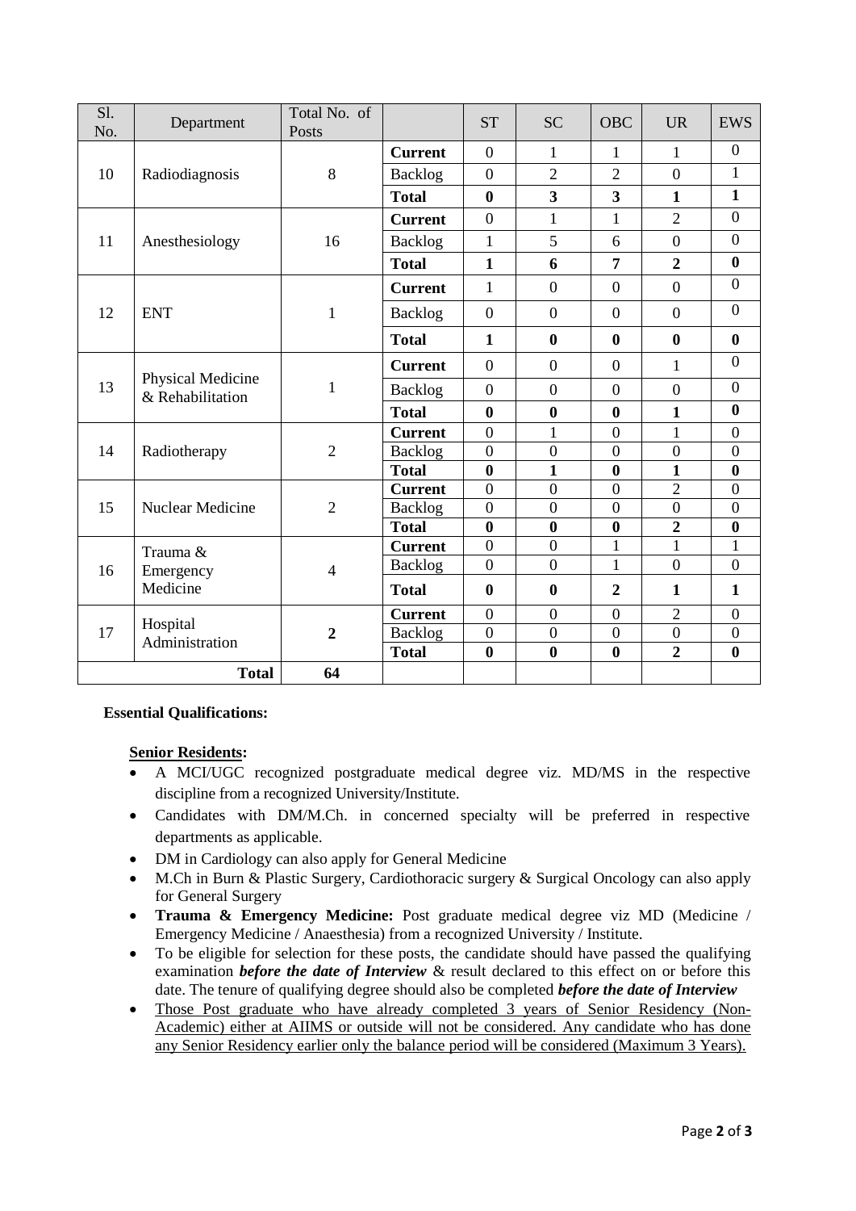| Sl. No. | Department | Total No. of Posts | | ST | SC | OBC | UR | EWS |
|---|---|---|---|---|---|---|---|---|
| 10 | Radiodiagnosis | 8 | **Current** | 0 | 1 | 1 | 1 | 0 |
| | | | Backlog | 0 | 2 | 2 | 0 | 1 |
| | | | **Total** | **0** | **3** | **3** | **1** | **1** |
| 11 | Anesthesiology | 16 | **Current** | 0 | 1 | 1 | 2 | 0 |
| | | | Backlog | 1 | 5 | 6 | 0 | 0 |
| | | | **Total** | **1** | **6** | **7** | **2** | **0** |
| 12 | ENT | 1 | **Current** | 1 | 0 | 0 | 0 | 0 |
| | | | Backlog | 0 | 0 | 0 | 0 | 0 |
| | | | **Total** | **1** | **0** | **0** | **0** | **0** |
| 13 | Physical Medicine & Rehabilitation | 1 | **Current** | 0 | 0 | 0 | 1 | 0 |
| | | | Backlog | 0 | 0 | 0 | 0 | 0 |
| | | | **Total** | **0** | **0** | **0** | **1** | **0** |
| 14 | Radiotherapy | 2 | **Current** | 0 | 1 | 0 | 1 | 0 |
| | | | Backlog | 0 | 0 | 0 | 0 | 0 |
| | | | **Total** | **0** | **1** | **0** | **1** | **0** |
| 15 | Nuclear Medicine | 2 | **Current** | 0 | 0 | 0 | 2 | 0 |
| | | | Backlog | 0 | 0 | 0 | 0 | 0 |
| | | | **Total** | **0** | **0** | **0** | **2** | **0** |
| 16 | Trauma & Emergency Medicine | 4 | **Current** | 0 | 0 | 1 | 1 | 1 |
| | | | Backlog | 0 | 0 | 1 | 0 | 0 |
| | | | **Total** | **0** | **0** | **2** | **1** | **1** |
| 17 | Hospital Administration | **2** | **Current** | 0 | 0 | 0 | 2 | 0 |
| | | | Backlog | 0 | 0 | 0 | 0 | 0 |
| | | | **Total** | **0** | **0** | **0** | **2** | **0** |
| | **Total** | **64** | | | | | | |

**Essential Qualifications:**

**Senior Residents:**

- A MCI/UGC recognized postgraduate medical degree viz. MD/MS in the respective discipline from a recognized University/Institute.
- Candidates with DM/M.Ch. in concerned specialty will be preferred in respective departments as applicable.
- DM in Cardiology can also apply for General Medicine
- M.Ch in Burn & Plastic Surgery, Cardiothoracic surgery & Surgical Oncology can also apply for General Surgery
- **Trauma & Emergency Medicine:** Post graduate medical degree viz MD (Medicine / Emergency Medicine / Anaesthesia) from a recognized University / Institute.
- To be eligible for selection for these posts, the candidate should have passed the qualifying examination ***before the date of Interview*** & result declared to this effect on or before this date. The tenure of qualifying degree should also be completed ***before the date of Interview***
- <u>Those Post graduate who have already completed 3 years of Senior Residency (Non-Academic) either at AIIMS or outside will not be considered. Any candidate who has done any Senior Residency earlier only the balance period will be considered (Maximum 3 Years).</u>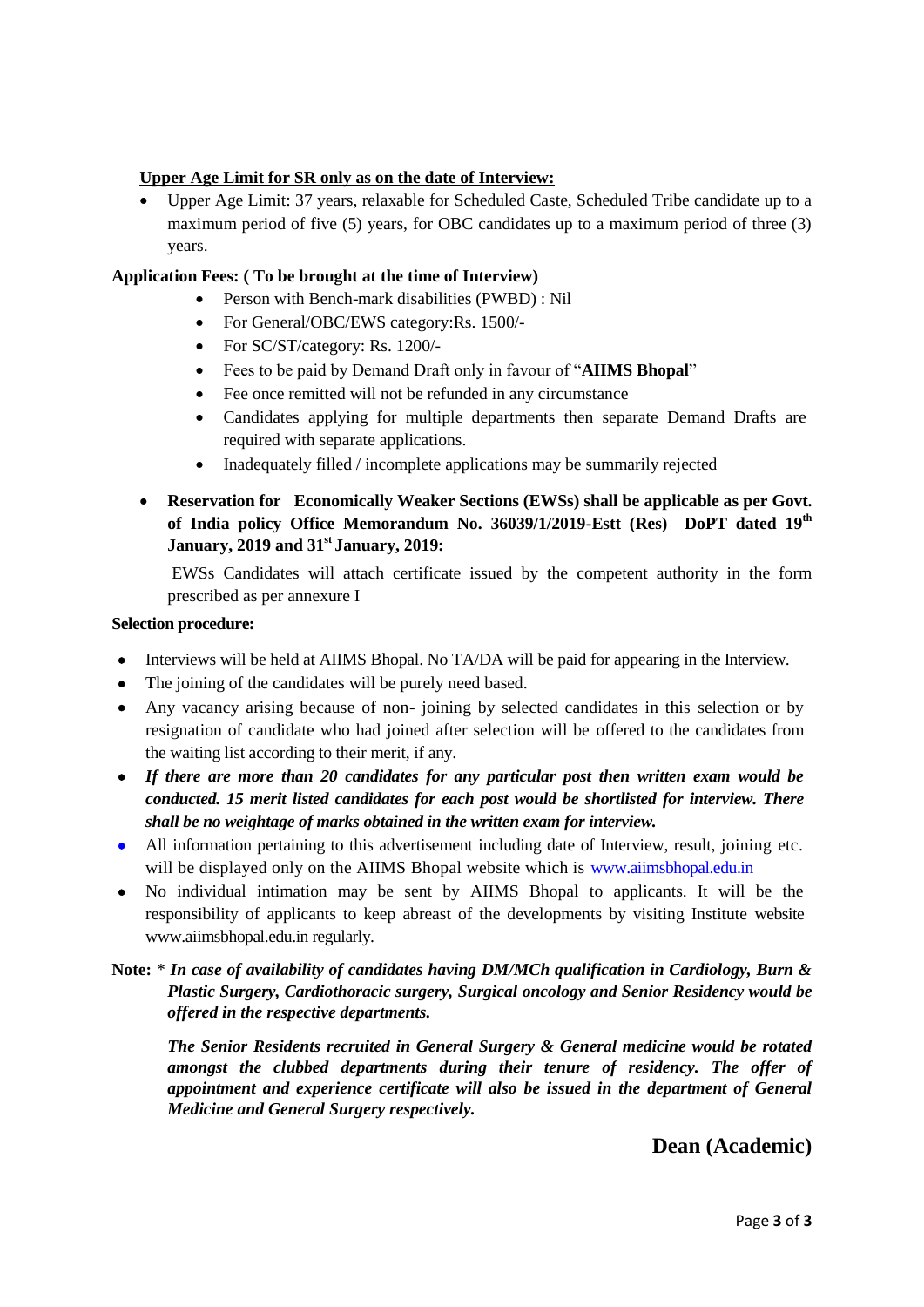**Upper Age Limit for SR only as on the date of Interview:**

- Upper Age Limit: 37 years, relaxable for Scheduled Caste, Scheduled Tribe candidate up to a maximum period of five (5) years, for OBC candidates up to a maximum period of three (3) years.

**Application Fees: ( To be brought at the time of Interview)**

- Person with Bench-mark disabilities (PWBD) : Nil
- For General/OBC/EWS category:Rs. 1500/-
- For SC/ST/category: Rs. 1200/-
- Fees to be paid by Demand Draft only in favour of "**AIIMS Bhopal**"
- Fee once remitted will not be refunded in any circumstance
- Candidates applying for multiple departments then separate Demand Drafts are required with separate applications.
- Inadequately filled / incomplete applications may be summarily rejected

- **Reservation for Economically Weaker Sections (EWSs) shall be applicable as per Govt. of India policy Office Memorandum No. 36039/1/2019-Estt (Res) DoPT dated 19th January, 2019 and 31st January, 2019:**

  EWSs Candidates will attach certificate issued by the competent authority in the form prescribed as per annexure I

**Selection procedure:**

- Interviews will be held at AIIMS Bhopal. No TA/DA will be paid for appearing in the Interview.
- The joining of the candidates will be purely need based.
- Any vacancy arising because of non- joining by selected candidates in this selection or by resignation of candidate who had joined after selection will be offered to the candidates from the waiting list according to their merit, if any.
- ***If there are more than 20 candidates for any particular post then written exam would be conducted. 15 merit listed candidates for each post would be shortlisted for interview. There shall be no weightage of marks obtained in the written exam for interview.***
- All information pertaining to this advertisement including date of Interview, result, joining etc. will be displayed only on the AIIMS Bhopal website which is www.aiimsbhopal.edu.in
- No individual intimation may be sent by AIIMS Bhopal to applicants. It will be the responsibility of applicants to keep abreast of the developments by visiting Institute website www.aiimsbhopal.edu.in regularly.

**Note:** * ***In case of availability of candidates having DM/MCh qualification in Cardiology, Burn & Plastic Surgery, Cardiothoracic surgery, Surgical oncology and Senior Residency would be offered in the respective departments.***

***The Senior Residents recruited in General Surgery & General medicine would be rotated amongst the clubbed departments during their tenure of residency. The offer of appointment and experience certificate will also be issued in the department of General Medicine and General Surgery respectively.***

**Dean (Academic)**